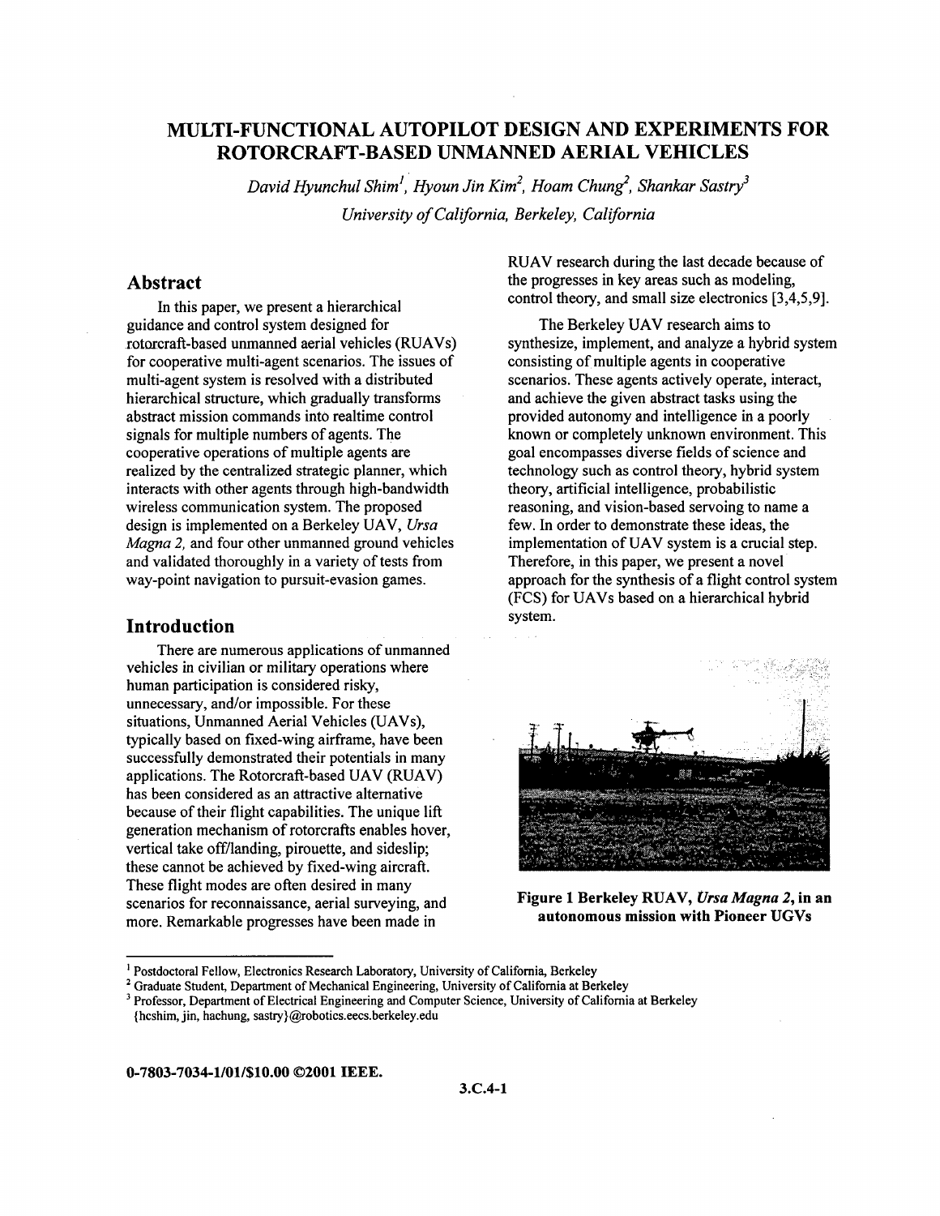# MULTI-FUNCTIONAL AUTOPILOT DESIGN AND EXPERIMENTS FOR ROTORCRAFT-BASED UNMANNED AERIAL VEHICLES

*David Hyunchul Shim[1], Hyoun Jin Kim[2], Hoam Chung[2], Shankar Sastry[3]*
*University of California, Berkeley, California*

## Abstract

In this paper, we present a hierarchical guidance and control system designed for rotorcraft-based unmanned aerial vehicles (RUAVs) for cooperative multi-agent scenarios. The issues of multi-agent system is resolved with a distributed hierarchical structure, which gradually transforms abstract mission commands into realtime control signals for multiple numbers of agents. The cooperative operations of multiple agents are realized by the centralized strategic planner, which interacts with other agents through high-bandwidth wireless communication system. The proposed design is implemented on a Berkeley UAV, *Ursa Magna 2,* and four other unmanned ground vehicles and validated thoroughly in a variety of tests from way-point navigation to pursuit-evasion games.

## Introduction

There are numerous applications of unmanned vehicles in civilian or military operations where human participation is considered risky, unnecessary, and/or impossible. For these situations, Unmanned Aerial Vehicles (UAVs), typically based on fixed-wing airframe, have been successfully demonstrated their potentials in many applications. The Rotorcraft-based UAV (RUAV) has been considered as an attractive alternative because of their flight capabilities. The unique lift generation mechanism of rotorcrafts enables hover, vertical take off/landing, pirouette, and sideslip; these cannot be achieved by fixed-wing aircraft. These flight modes are often desired in many scenarios for reconnaissance, aerial surveying, and more. Remarkable progresses have been made in RUAV research during the last decade because of the progresses in key areas such as modeling, control theory, and small size electronics [3,4,5,9].

The Berkeley UAV research aims to synthesize, implement, and analyze a hybrid system consisting of multiple agents in cooperative scenarios. These agents actively operate, interact, and achieve the given abstract tasks using the provided autonomy and intelligence in a poorly known or completely unknown environment. This goal encompasses diverse fields of science and technology such as control theory, hybrid system theory, artificial intelligence, probabilistic reasoning, and vision-based servoing to name a few. In order to demonstrate these ideas, the implementation of UAV system is a crucial step. Therefore, in this paper, we present a novel approach for the synthesis of a flight control system (FCS) for UAVs based on a hierarchical hybrid system.

**Figure 1 Berkeley RUAV, *Ursa Magna 2*, in an autonomous mission with Pioneer UGVs**

---

[1] Postdoctoral Fellow, Electronics Research Laboratory, University of California, Berkeley
[2] Graduate Student, Department of Mechanical Engineering, University of California at Berkeley
[3] Professor, Department of Electrical Engineering and Computer Science, University of California at Berkeley
{hcshim, jin, hachung, sastry}@robotics.eecs.berkeley.edu

0-7803-7034-1/01/$10.00 ©2001 IEEE.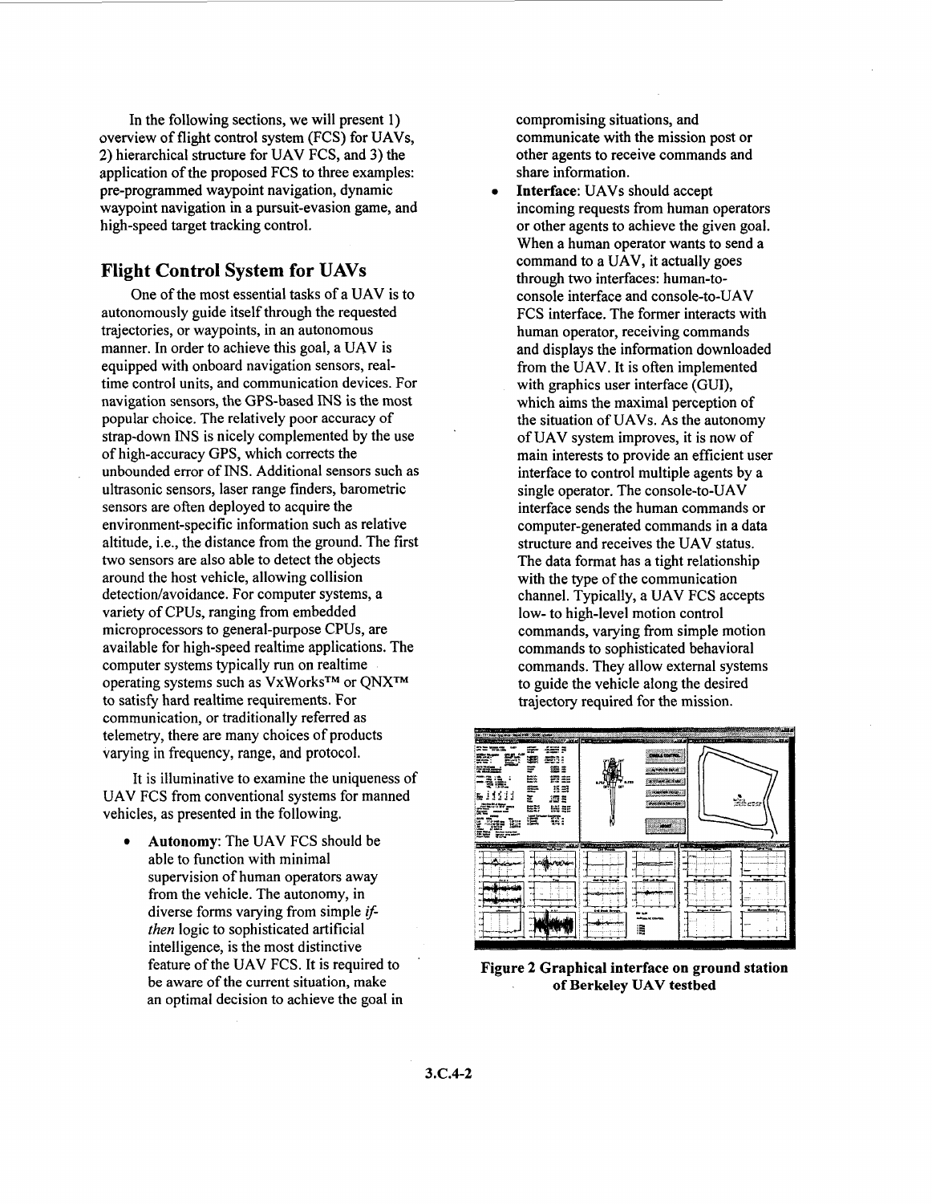In the following sections, we will present 1) overview of flight control system (FCS) for UAVs, 2) hierarchical structure for UAV FCS, and 3) the application of the proposed FCS to three examples: pre-programmed waypoint navigation, dynamic waypoint navigation in a pursuit-evasion game, and high-speed target tracking control.

## Flight Control System for UAVs

One of the most essential tasks of a UAV is to autonomously guide itself through the requested trajectories, or waypoints, in an autonomous manner. In order to achieve this goal, a UAV is equipped with onboard navigation sensors, real-time control units, and communication devices. For navigation sensors, the GPS-based INS is the most popular choice. The relatively poor accuracy of strap-down INS is nicely complemented by the use of high-accuracy GPS, which corrects the unbounded error of INS. Additional sensors such as ultrasonic sensors, laser range finders, barometric sensors are often deployed to acquire the environment-specific information such as relative altitude, i.e., the distance from the ground. The first two sensors are also able to detect the objects around the host vehicle, allowing collision detection/avoidance. For computer systems, a variety of CPUs, ranging from embedded microprocessors to general-purpose CPUs, are available for high-speed realtime applications. The computer systems typically run on realtime operating systems such as VxWorks™ or QNX™ to satisfy hard realtime requirements. For communication, or traditionally referred as telemetry, there are many choices of products varying in frequency, range, and protocol.

It is illuminative to examine the uniqueness of UAV FCS from conventional systems for manned vehicles, as presented in the following.

- **Autonomy**: The UAV FCS should be able to function with minimal supervision of human operators away from the vehicle. The autonomy, in diverse forms varying from simple *if-then* logic to sophisticated artificial intelligence, is the most distinctive feature of the UAV FCS. It is required to be aware of the current situation, make an optimal decision to achieve the goal in compromising situations, and communicate with the mission post or other agents to receive commands and share information.
- **Interface**: UAVs should accept incoming requests from human operators or other agents to achieve the given goal. When a human operator wants to send a command to a UAV, it actually goes through two interfaces: human-to-console interface and console-to-UAV FCS interface. The former interacts with human operator, receiving commands and displays the information downloaded from the UAV. It is often implemented with graphics user interface (GUI), which aims the maximal perception of the situation of UAVs. As the autonomy of UAV system improves, it is now of main interests to provide an efficient user interface to control multiple agents by a single operator. The console-to-UAV interface sends the human commands or computer-generated commands in a data structure and receives the UAV status. The data format has a tight relationship with the type of the communication channel. Typically, a UAV FCS accepts low- to high-level motion control commands, varying from simple motion commands to sophisticated behavioral commands. They allow external systems to guide the vehicle along the desired trajectory required for the mission.

**Figure 2 Graphical interface on ground station of Berkeley UAV testbed**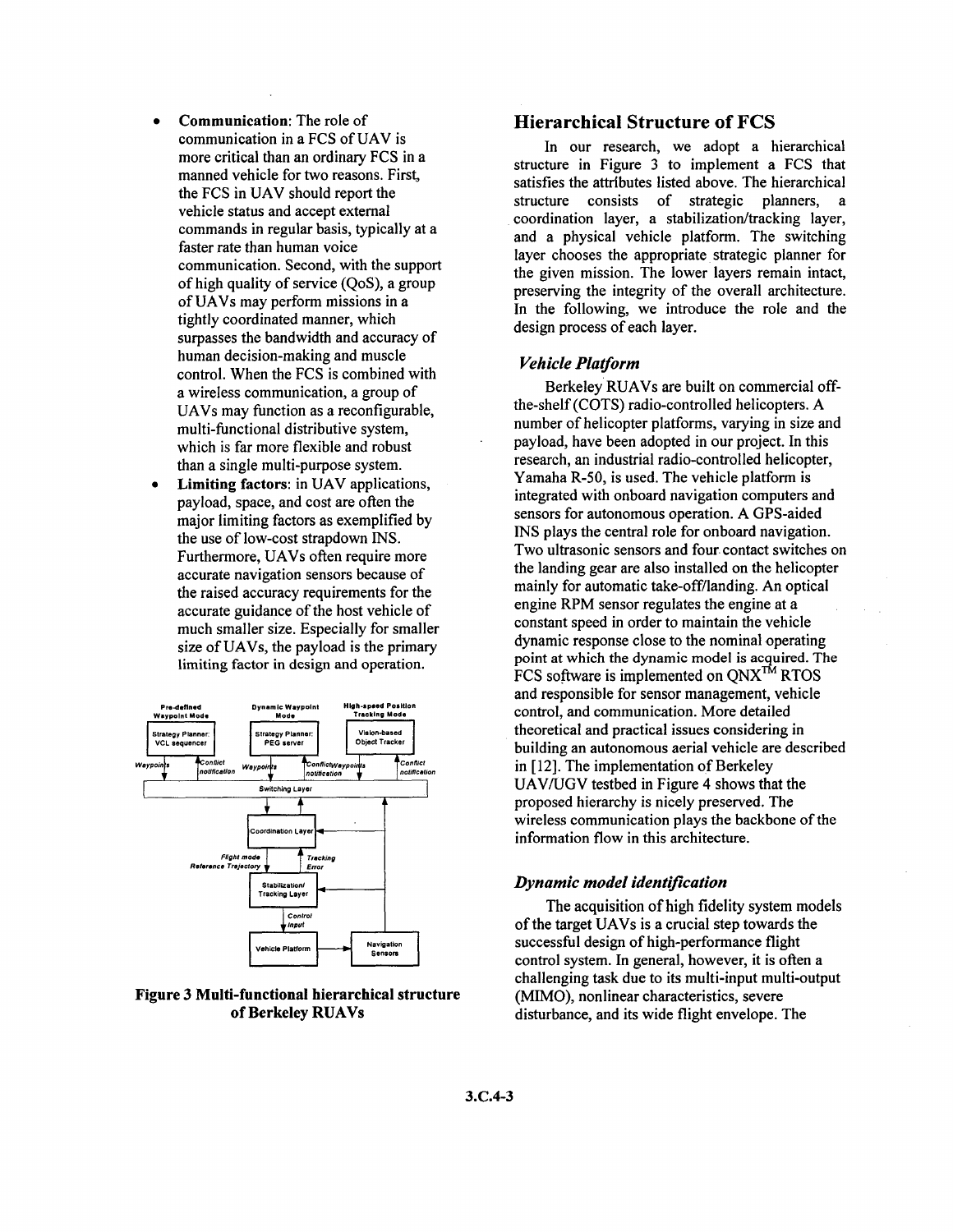- **Communication**: The role of communication in a FCS of UAV is more critical than an ordinary FCS in a manned vehicle for two reasons. First, the FCS in UAV should report the vehicle status and accept external commands in regular basis, typically at a faster rate than human voice communication. Second, with the support of high quality of service (QoS), a group of UAVs may perform missions in a tightly coordinated manner, which surpasses the bandwidth and accuracy of human decision-making and muscle control. When the FCS is combined with a wireless communication, a group of UAVs may function as a reconfigurable, multi-functional distributive system, which is far more flexible and robust than a single multi-purpose system.
- **Limiting factors**: in UAV applications, payload, space, and cost are often the major limiting factors as exemplified by the use of low-cost strapdown INS. Furthermore, UAVs often require more accurate navigation sensors because of the raised accuracy requirements for the accurate guidance of the host vehicle of much smaller size. Especially for smaller size of UAVs, the payload is the primary limiting factor in design and operation.

**Figure 3 Multi-functional hierarchical structure of Berkeley RUAVs**

## Hierarchical Structure of FCS

In our research, we adopt a hierarchical structure in Figure 3 to implement a FCS that satisfies the attributes listed above. The hierarchical structure consists of strategic planners, a coordination layer, a stabilization/tracking layer, and a physical vehicle platform. The switching layer chooses the appropriate strategic planner for the given mission. The lower layers remain intact, preserving the integrity of the overall architecture. In the following, we introduce the role and the design process of each layer.

### *Vehicle Platform*

Berkeley RUAVs are built on commercial off-the-shelf (COTS) radio-controlled helicopters. A number of helicopter platforms, varying in size and payload, have been adopted in our project. In this research, an industrial radio-controlled helicopter, Yamaha R-50, is used. The vehicle platform is integrated with onboard navigation computers and sensors for autonomous operation. A GPS-aided INS plays the central role for onboard navigation. Two ultrasonic sensors and four contact switches on the landing gear are also installed on the helicopter mainly for automatic take-off/landing. An optical engine RPM sensor regulates the engine at a constant speed in order to maintain the vehicle dynamic response close to the nominal operating point at which the dynamic model is acquired. The FCS software is implemented on QNX™ RTOS and responsible for sensor management, vehicle control, and communication. More detailed theoretical and practical issues considering in building an autonomous aerial vehicle are described in [12]. The implementation of Berkeley UAV/UGV testbed in Figure 4 shows that the proposed hierarchy is nicely preserved. The wireless communication plays the backbone of the information flow in this architecture.

### *Dynamic model identification*

The acquisition of high fidelity system models of the target UAVs is a crucial step towards the successful design of high-performance flight control system. In general, however, it is often a challenging task due to its multi-input multi-output (MIMO), nonlinear characteristics, severe disturbance, and its wide flight envelope. The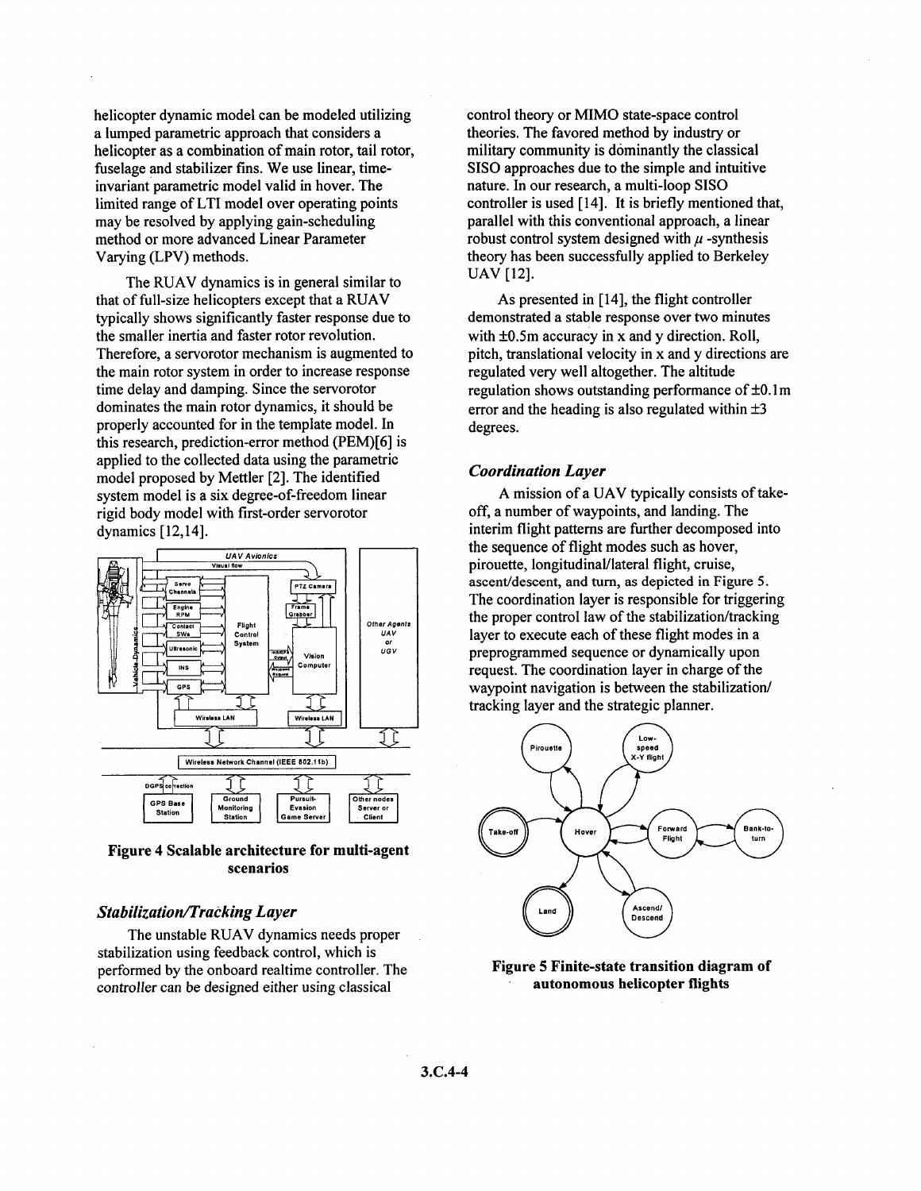helicopter dynamic model can be modeled utilizing a lumped parametric approach that considers a helicopter as a combination of main rotor, tail rotor, fuselage and stabilizer fins. We use linear, time-invariant parametric model valid in hover. The limited range of LTI model over operating points may be resolved by applying gain-scheduling method or more advanced Linear Parameter Varying (LPV) methods.

The RUAV dynamics is in general similar to that of full-size helicopters except that a RUAV typically shows significantly faster response due to the smaller inertia and faster rotor revolution. Therefore, a servorotor mechanism is augmented to the main rotor system in order to increase response time delay and damping. Since the servorotor dominates the main rotor dynamics, it should be properly accounted for in the template model. In this research, prediction-error method (PEM)[6] is applied to the collected data using the parametric model proposed by Mettler [2]. The identified system model is a six degree-of-freedom linear rigid body model with first-order servorotor dynamics [12,14].

**Figure 4 Scalable architecture for multi-agent scenarios**

### *Stabilization/Tracking Layer*

The unstable RUAV dynamics needs proper stabilization using feedback control, which is performed by the onboard realtime controller. The controller can be designed either using classical control theory or MIMO state-space control theories. The favored method by industry or military community is dominantly the classical SISO approaches due to the simple and intuitive nature. In our research, a multi-loop SISO controller is used [14]. It is briefly mentioned that, parallel with this conventional approach, a linear robust control system designed with $\mu$ -synthesis theory has been successfully applied to Berkeley UAV [12].

As presented in [14], the flight controller demonstrated a stable response over two minutes with ±0.5m accuracy in x and y direction. Roll, pitch, translational velocity in x and y directions are regulated very well altogether. The altitude regulation shows outstanding performance of ±0.1m error and the heading is also regulated within ±3 degrees.

### *Coordination Layer*

A mission of a UAV typically consists of take-off, a number of waypoints, and landing. The interim flight patterns are further decomposed into the sequence of flight modes such as hover, pirouette, longitudinal/lateral flight, cruise, ascent/descent, and turn, as depicted in Figure 5. The coordination layer is responsible for triggering the proper control law of the stabilization/tracking layer to execute each of these flight modes in a preprogrammed sequence or dynamically upon request. The coordination layer in charge of the waypoint navigation is between the stabilization/ tracking layer and the strategic planner.

**Figure 5 Finite-state transition diagram of autonomous helicopter flights**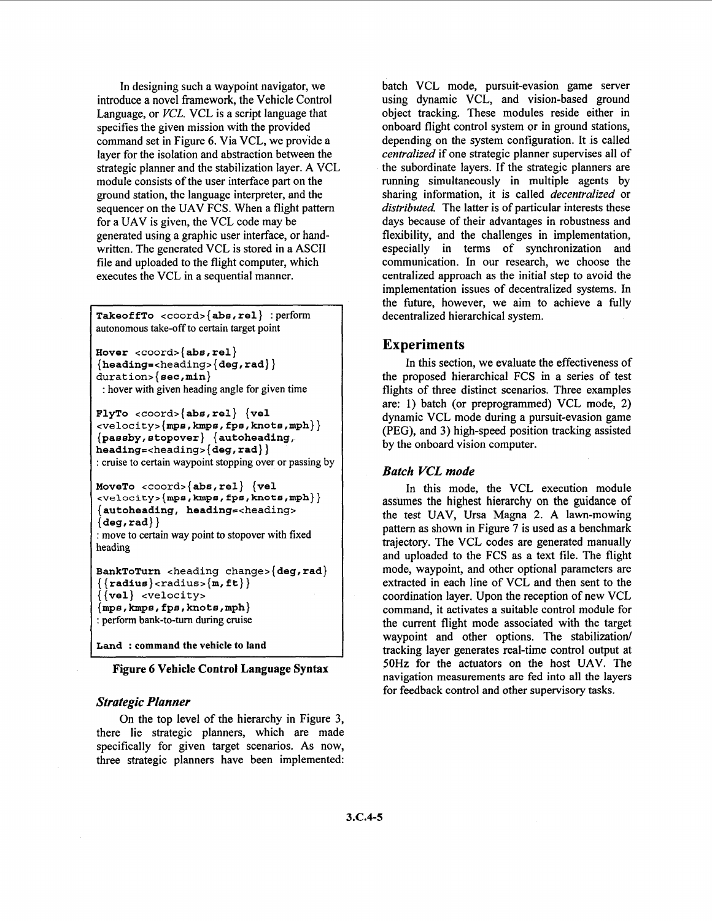In designing such a waypoint navigator, we introduce a novel framework, the Vehicle Control Language, or *VCL*. VCL is a script language that specifies the given mission with the provided command set in Figure 6. Via VCL, we provide a layer for the isolation and abstraction between the strategic planner and the stabilization layer. A VCL module consists of the user interface part on the ground station, the language interpreter, and the sequencer on the UAV FCS. When a flight pattern for a UAV is given, the VCL code may be generated using a graphic user interface, or hand-written. The generated VCL is stored in a ASCII file and uploaded to the flight computer, which executes the VCL in a sequential manner.

```
TakeoffTo <coord>{abs,rel} : perform autonomous take-off to certain target point

Hover <coord>{abs,rel} {heading=<heading>{deg,rad}} duration>{sec,min}
 : hover with given heading angle for given time

FlyTo <coord>{abs,rel} {vel <velocity>{mps,kmps,fps,knots,mph}} {passby,stopover} {autoheading, heading=<heading>{deg,rad}}
: cruise to certain waypoint stopping over or passing by

MoveTo <coord>{abs,rel} {vel <velocity>{mps,kmps,fps,knots,mph}} {autoheading, heading=<heading> {deg,rad}}
: move to certain way point to stopover with fixed heading

BankToTurn <heading change>{deg,rad} {{radius}<radius>{m,ft}} {{vel} <velocity> {mps,kmps,fps,knots,mph}
: perform bank-to-turn during cruise

Land : command the vehicle to land
```

**Figure 6 Vehicle Control Language Syntax**

### *Strategic Planner*

On the top level of the hierarchy in Figure 3, there lie strategic planners, which are made specifically for given target scenarios. As now, three strategic planners have been implemented: batch VCL mode, pursuit-evasion game server using dynamic VCL, and vision-based ground object tracking. These modules reside either in onboard flight control system or in ground stations, depending on the system configuration. It is called *centralized* if one strategic planner supervises all of the subordinate layers. If the strategic planners are running simultaneously in multiple agents by sharing information, it is called *decentralized* or *distributed.* The latter is of particular interests these days because of their advantages in robustness and flexibility, and the challenges in implementation, especially in terms of synchronization and communication. In our research, we choose the centralized approach as the initial step to avoid the implementation issues of decentralized systems. In the future, however, we aim to achieve a fully decentralized hierarchical system.

## Experiments

In this section, we evaluate the effectiveness of the proposed hierarchical FCS in a series of test flights of three distinct scenarios. Three examples are: 1) batch (or preprogrammed) VCL mode, 2) dynamic VCL mode during a pursuit-evasion game (PEG), and 3) high-speed position tracking assisted by the onboard vision computer.

### *Batch VCL mode*

In this mode, the VCL execution module assumes the highest hierarchy on the guidance of the test UAV, Ursa Magna 2. A lawn-mowing pattern as shown in Figure 7 is used as a benchmark trajectory. The VCL codes are generated manually and uploaded to the FCS as a text file. The flight mode, waypoint, and other optional parameters are extracted in each line of VCL and then sent to the coordination layer. Upon the reception of new VCL command, it activates a suitable control module for the current flight mode associated with the target waypoint and other options. The stabilization/ tracking layer generates real-time control output at 50Hz for the actuators on the host UAV. The navigation measurements are fed into all the layers for feedback control and other supervisory tasks.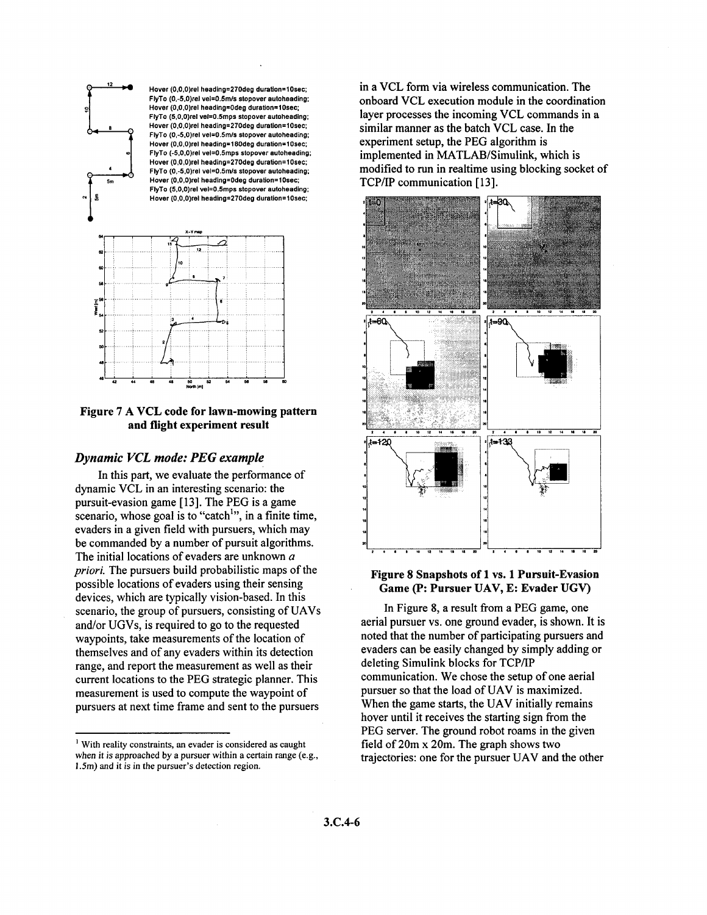Hover (0,0,0)rel heading=270deg duration=10sec;
FlyTo (0,-5,0)rel vel=0.5m/s stopover autoheading;
Hover (0,0,0)rel heading=0deg duration=10sec;
FlyTo (5,0,0)rel vel=0.5mps stopover autoheading;
Hover (0,0,0)rel heading=270deg duration=10sec;
FlyTo (0,-5,0)rel vel=0.5m/s stopover autoheading;
Hover (0,0,0)rel heading=180deg duration=10sec;
FlyTo (-5,0,0)rel vel=0.5mps stopover autoheading;
Hover (0,0,0)rel heading=270deg duration=10sec;
FlyTo (0,-5,0)rel vel=0.5m/s stopover autoheading;
Hover (0,0,0)rel heading=0deg duration=10sec;
FlyTo (5,0,0)rel vel=0.5mps stopover autoheading;
Hover (0,0,0)rel heading=270deg duration=10sec;

**Figure 7 A VCL code for lawn-mowing pattern and flight experiment result**

### *Dynamic VCL mode: PEG example*

In this part, we evaluate the performance of dynamic VCL in an interesting scenario: the pursuit-evasion game [13]. The PEG is a game scenario, whose goal is to "catch[1]", in a finite time, evaders in a given field with pursuers, which may be commanded by a number of pursuit algorithms. The initial locations of evaders are unknown *a priori*. The pursuers build probabilistic maps of the possible locations of evaders using their sensing devices, which are typically vision-based. In this scenario, the group of pursuers, consisting of UAVs and/or UGVs, is required to go to the requested waypoints, take measurements of the location of themselves and of any evaders within its detection range, and report the measurement as well as their current locations to the PEG strategic planner. This measurement is used to compute the waypoint of pursuers at next time frame and sent to the pursuers in a VCL form via wireless communication. The onboard VCL execution module in the coordination layer processes the incoming VCL commands in a similar manner as the batch VCL case. In the experiment setup, the PEG algorithm is implemented in MATLAB/Simulink, which is modified to run in realtime using blocking socket of TCP/IP communication [13].

**Figure 8 Snapshots of 1 vs. 1 Pursuit-Evasion Game (P: Pursuer UAV, E: Evader UGV)**

In Figure 8, a result from a PEG game, one aerial pursuer vs. one ground evader, is shown. It is noted that the number of participating pursuers and evaders can be easily changed by simply adding or deleting Simulink blocks for TCP/IP communication. We chose the setup of one aerial pursuer so that the load of UAV is maximized. When the game starts, the UAV initially remains hover until it receives the starting sign from the PEG server. The ground robot roams in the given field of 20m x 20m. The graph shows two trajectories: one for the pursuer UAV and the other

---

[1] With reality constraints, an evader is considered as caught when it is approached by a pursuer within a certain range (e.g., 1.5m) and it is in the pursuer's detection region.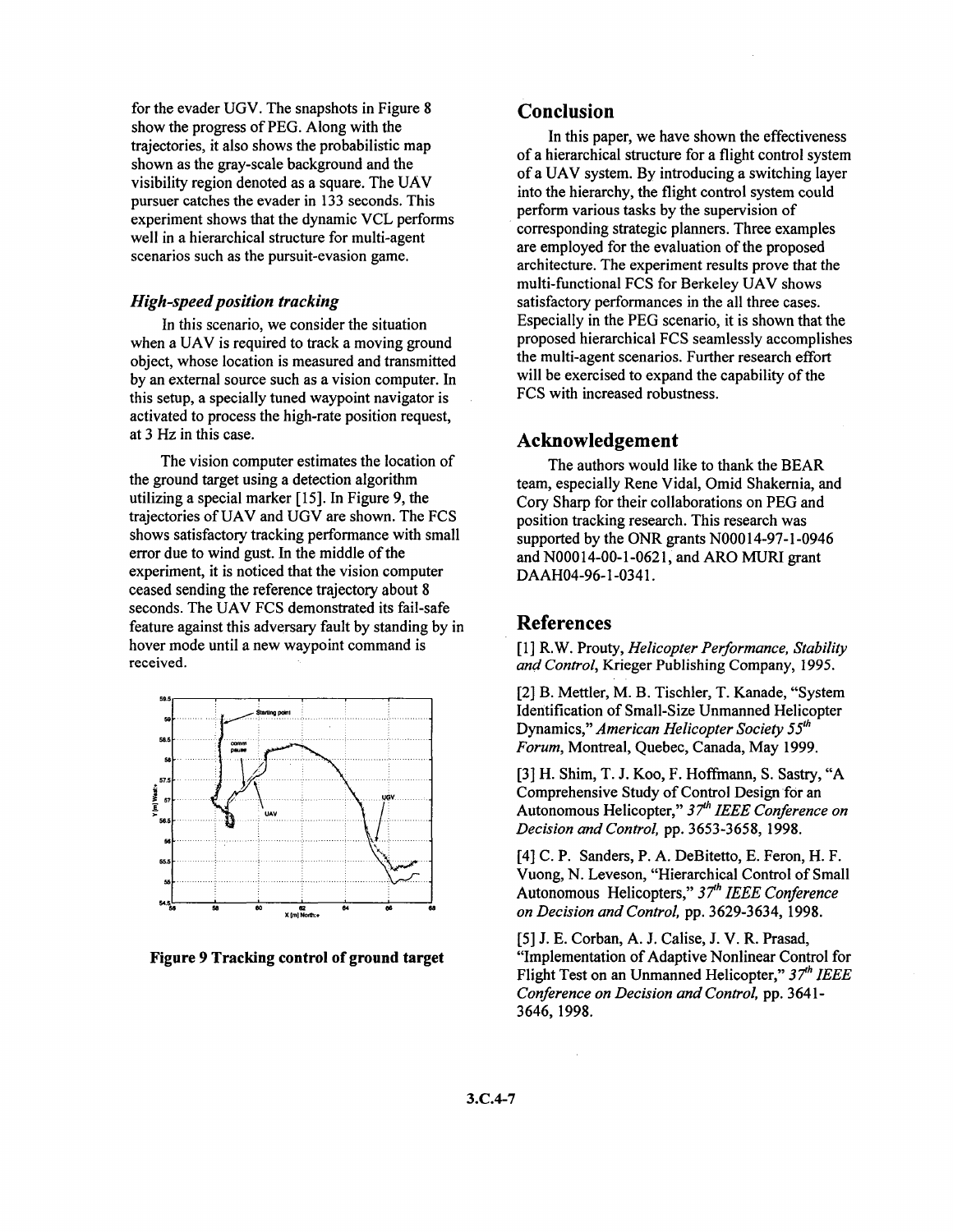for the evader UGV. The snapshots in Figure 8 show the progress of PEG. Along with the trajectories, it also shows the probabilistic map shown as the gray-scale background and the visibility region denoted as a square. The UAV pursuer catches the evader in 133 seconds. This experiment shows that the dynamic VCL performs well in a hierarchical structure for multi-agent scenarios such as the pursuit-evasion game.

### *High-speed position tracking*

In this scenario, we consider the situation when a UAV is required to track a moving ground object, whose location is measured and transmitted by an external source such as a vision computer. In this setup, a specially tuned waypoint navigator is activated to process the high-rate position request, at 3 Hz in this case.

The vision computer estimates the location of the ground target using a detection algorithm utilizing a special marker [15]. In Figure 9, the trajectories of UAV and UGV are shown. The FCS shows satisfactory tracking performance with small error due to wind gust. In the middle of the experiment, it is noticed that the vision computer ceased sending the reference trajectory about 8 seconds. The UAV FCS demonstrated its fail-safe feature against this adversary fault by standing by in hover mode until a new waypoint command is received.

**Figure 9 Tracking control of ground target**

## Conclusion

In this paper, we have shown the effectiveness of a hierarchical structure for a flight control system of a UAV system. By introducing a switching layer into the hierarchy, the flight control system could perform various tasks by the supervision of corresponding strategic planners. Three examples are employed for the evaluation of the proposed architecture. The experiment results prove that the multi-functional FCS for Berkeley UAV shows satisfactory performances in the all three cases. Especially in the PEG scenario, it is shown that the proposed hierarchical FCS seamlessly accomplishes the multi-agent scenarios. Further research effort will be exercised to expand the capability of the FCS with increased robustness.

## Acknowledgement

The authors would like to thank the BEAR team, especially Rene Vidal, Omid Shakernia, and Cory Sharp for their collaborations on PEG and position tracking research. This research was supported by the ONR grants N00014-97-1-0946 and N00014-00-1-0621, and ARO MURI grant DAAH04-96-1-0341.

## References

[1] R.W. Prouty, *Helicopter Performance, Stability and Control*, Krieger Publishing Company, 1995.

[2] B. Mettler, M. B. Tischler, T. Kanade, "System Identification of Small-Size Unmanned Helicopter Dynamics," *American Helicopter Society 55th Forum*, Montreal, Quebec, Canada, May 1999.

[3] H. Shim, T. J. Koo, F. Hoffmann, S. Sastry, "A Comprehensive Study of Control Design for an Autonomous Helicopter," *37th IEEE Conference on Decision and Control,* pp. 3653-3658, 1998.

[4] C. P. Sanders, P. A. DeBitetto, E. Feron, H. F. Vuong, N. Leveson, "Hierarchical Control of Small Autonomous Helicopters," *37th IEEE Conference on Decision and Control,* pp. 3629-3634, 1998.

[5] J. E. Corban, A. J. Calise, J. V. R. Prasad, "Implementation of Adaptive Nonlinear Control for Flight Test on an Unmanned Helicopter," *37th IEEE Conference on Decision and Control,* pp. 3641-3646, 1998.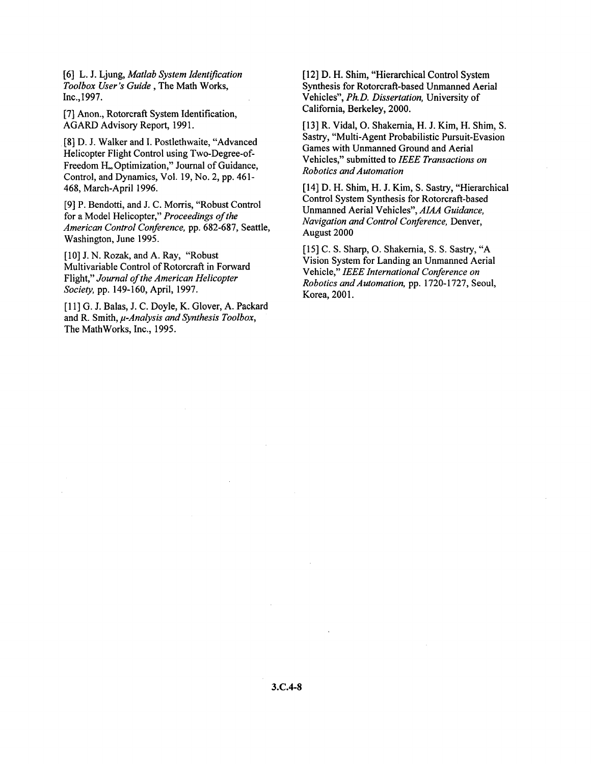[6] L. J. Ljung, *Matlab System Identification Toolbox User's Guide* , The Math Works, Inc.,1997.

[7] Anon., Rotorcraft System Identification, AGARD Advisory Report, 1991.

[8] D. J. Walker and I. Postlethwaite, "Advanced Helicopter Flight Control using Two-Degree-of-Freedom $H_\infty$ Optimization," Journal of Guidance, Control, and Dynamics, Vol. 19, No. 2, pp. 461-468, March-April 1996.

[9] P. Bendotti, and J. C. Morris, "Robust Control for a Model Helicopter," *Proceedings of the American Control Conference,* pp. 682-687, Seattle, Washington, June 1995.

[10] J. N. Rozak, and A. Ray, "Robust Multivariable Control of Rotorcraft in Forward Flight," *Journal of the American Helicopter Society,* pp. 149-160, April, 1997.

[11] G. J. Balas, J. C. Doyle, K. Glover, A. Packard and R. Smith, *$\mu$-Analysis and Synthesis Toolbox*, The MathWorks, Inc., 1995.

[12] D. H. Shim, "Hierarchical Control System Synthesis for Rotorcraft-based Unmanned Aerial Vehicles", *Ph.D. Dissertation,* University of California, Berkeley, 2000.

[13] R. Vidal, O. Shakernia, H. J. Kim, H. Shim, S. Sastry, "Multi-Agent Probabilistic Pursuit-Evasion Games with Unmanned Ground and Aerial Vehicles," submitted to *IEEE Transactions on Robotics and Automation*

[14] D. H. Shim, H. J. Kim, S. Sastry, "Hierarchical Control System Synthesis for Rotorcraft-based Unmanned Aerial Vehicles", *AIAA Guidance, Navigation and Control Conference,* Denver, August 2000

[15] C. S. Sharp, O. Shakernia, S. S. Sastry, "A Vision System for Landing an Unmanned Aerial Vehicle," *IEEE International Conference on Robotics and Automation,* pp. 1720-1727, Seoul, Korea, 2001.